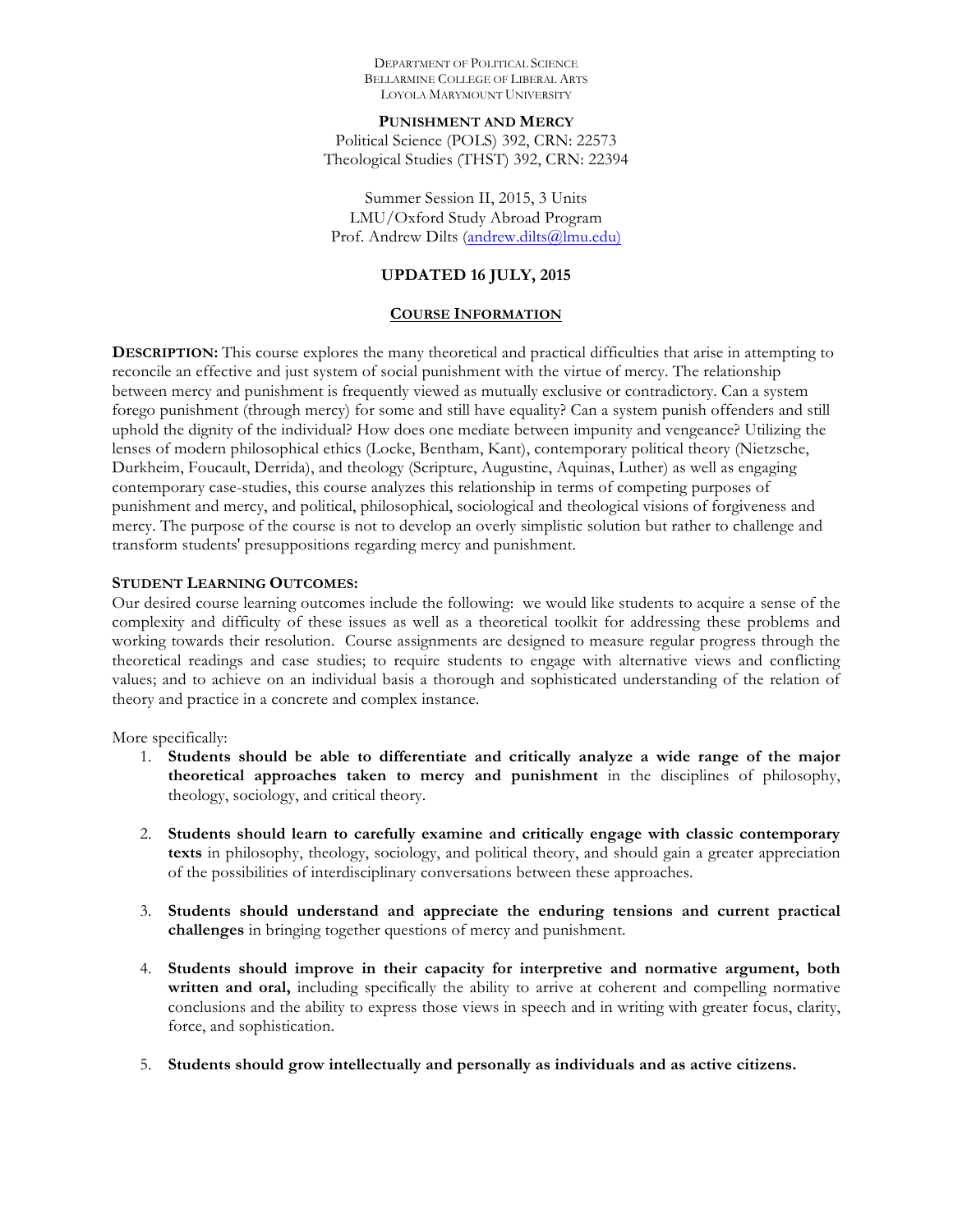Department of Political Science
Bellarmine College of Liberal Arts
Loyola Marymount University

**Punishment and Mercy**
Political Science (POLS) 392, CRN: 22573
Theological Studies (THST) 392, CRN: 22394

Summer Session II, 2015, 3 Units
LMU/Oxford Study Abroad Program
Prof. Andrew Dilts (andrew.dilts@lmu.edu)

**UPDATED 16 JULY, 2015**

## Course Information

**Description:** This course explores the many theoretical and practical difficulties that arise in attempting to reconcile an effective and just system of social punishment with the virtue of mercy. The relationship between mercy and punishment is frequently viewed as mutually exclusive or contradictory. Can a system forego punishment (through mercy) for some and still have equality? Can a system punish offenders and still uphold the dignity of the individual? How does one mediate between impunity and vengeance? Utilizing the lenses of modern philosophical ethics (Locke, Bentham, Kant), contemporary political theory (Nietzsche, Durkheim, Foucault, Derrida), and theology (Scripture, Augustine, Aquinas, Luther) as well as engaging contemporary case-studies, this course analyzes this relationship in terms of competing purposes of punishment and mercy, and political, philosophical, sociological and theological visions of forgiveness and mercy. The purpose of the course is not to develop an overly simplistic solution but rather to challenge and transform students' presuppositions regarding mercy and punishment.

**Student Learning Outcomes:**

Our desired course learning outcomes include the following: we would like students to acquire a sense of the complexity and difficulty of these issues as well as a theoretical toolkit for addressing these problems and working towards their resolution. Course assignments are designed to measure regular progress through the theoretical readings and case studies; to require students to engage with alternative views and conflicting values; and to achieve on an individual basis a thorough and sophisticated understanding of the relation of theory and practice in a concrete and complex instance.

More specifically:

1. **Students should be able to differentiate and critically analyze a wide range of the major theoretical approaches taken to mercy and punishment** in the disciplines of philosophy, theology, sociology, and critical theory.

2. **Students should learn to carefully examine and critically engage with classic contemporary texts** in philosophy, theology, sociology, and political theory, and should gain a greater appreciation of the possibilities of interdisciplinary conversations between these approaches.

3. **Students should understand and appreciate the enduring tensions and current practical challenges** in bringing together questions of mercy and punishment.

4. **Students should improve in their capacity for interpretive and normative argument, both written and oral,** including specifically the ability to arrive at coherent and compelling normative conclusions and the ability to express those views in speech and in writing with greater focus, clarity, force, and sophistication.

5. **Students should grow intellectually and personally as individuals and as active citizens.**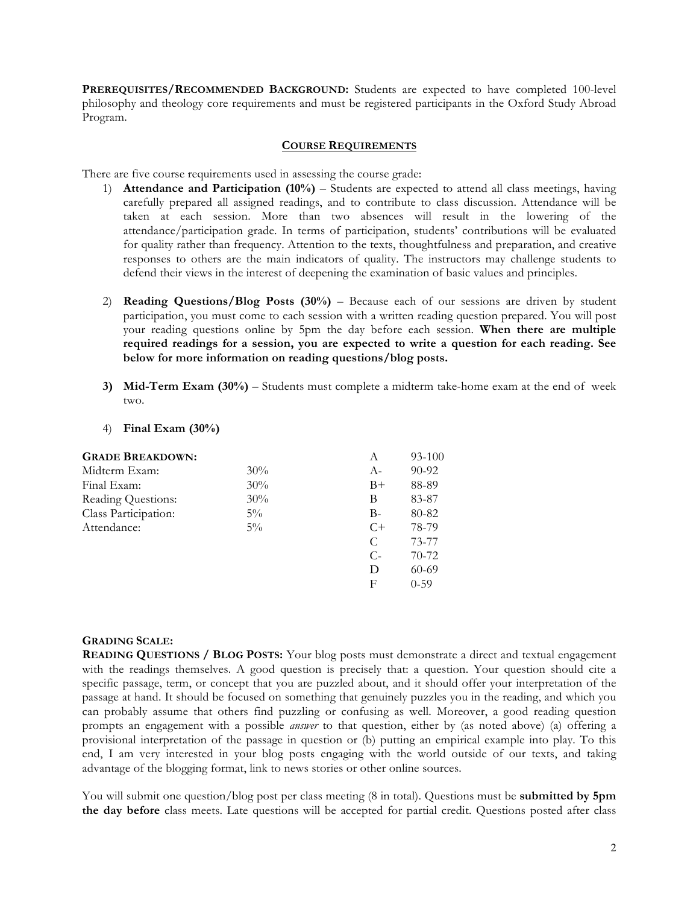**PREREQUISITES/RECOMMENDED BACKGROUND:** Students are expected to have completed 100-level philosophy and theology core requirements and must be registered participants in the Oxford Study Abroad Program.

## COURSE REQUIREMENTS

There are five course requirements used in assessing the course grade:

1) **Attendance and Participation (10%)** – Students are expected to attend all class meetings, having carefully prepared all assigned readings, and to contribute to class discussion. Attendance will be taken at each session. More than two absences will result in the lowering of the attendance/participation grade. In terms of participation, students' contributions will be evaluated for quality rather than frequency. Attention to the texts, thoughtfulness and preparation, and creative responses to others are the main indicators of quality. The instructors may challenge students to defend their views in the interest of deepening the examination of basic values and principles.

2) **Reading Questions/Blog Posts (30%)** – Because each of our sessions are driven by student participation, you must come to each session with a written reading question prepared. You will post your reading questions online by 5pm the day before each session. **When there are multiple required readings for a session, you are expected to write a question for each reading. See below for more information on reading questions/blog posts.**

3) **Mid-Term Exam (30%)** – Students must complete a midterm take-home exam at the end of week two.

4) **Final Exam (30%)**

| **GRADE BREAKDOWN:** | |
|---|---|
| Midterm Exam: | 30% |
| Final Exam: | 30% |
| Reading Questions: | 30% |
| Class Participation: | 5% |
| Attendance: | 5% |

| Grade | Range |
|---|---|
| A | 93-100 |
| A- | 90-92 |
| B+ | 88-89 |
| B | 83-87 |
| B- | 80-82 |
| C+ | 78-79 |
| C | 73-77 |
| C- | 70-72 |
| D | 60-69 |
| F | 0-59 |

**GRADING SCALE:**

**READING QUESTIONS / BLOG POSTS:** Your blog posts must demonstrate a direct and textual engagement with the readings themselves. A good question is precisely that: a question. Your question should cite a specific passage, term, or concept that you are puzzled about, and it should offer your interpretation of the passage at hand. It should be focused on something that genuinely puzzles you in the reading, and which you can probably assume that others find puzzling or confusing as well. Moreover, a good reading question prompts an engagement with a possible *answer* to that question, either by (as noted above) (a) offering a provisional interpretation of the passage in question or (b) putting an empirical example into play. To this end, I am very interested in your blog posts engaging with the world outside of our texts, and taking advantage of the blogging format, link to news stories or other online sources.

You will submit one question/blog post per class meeting (8 in total). Questions must be **submitted by 5pm the day before** class meets. Late questions will be accepted for partial credit. Questions posted after class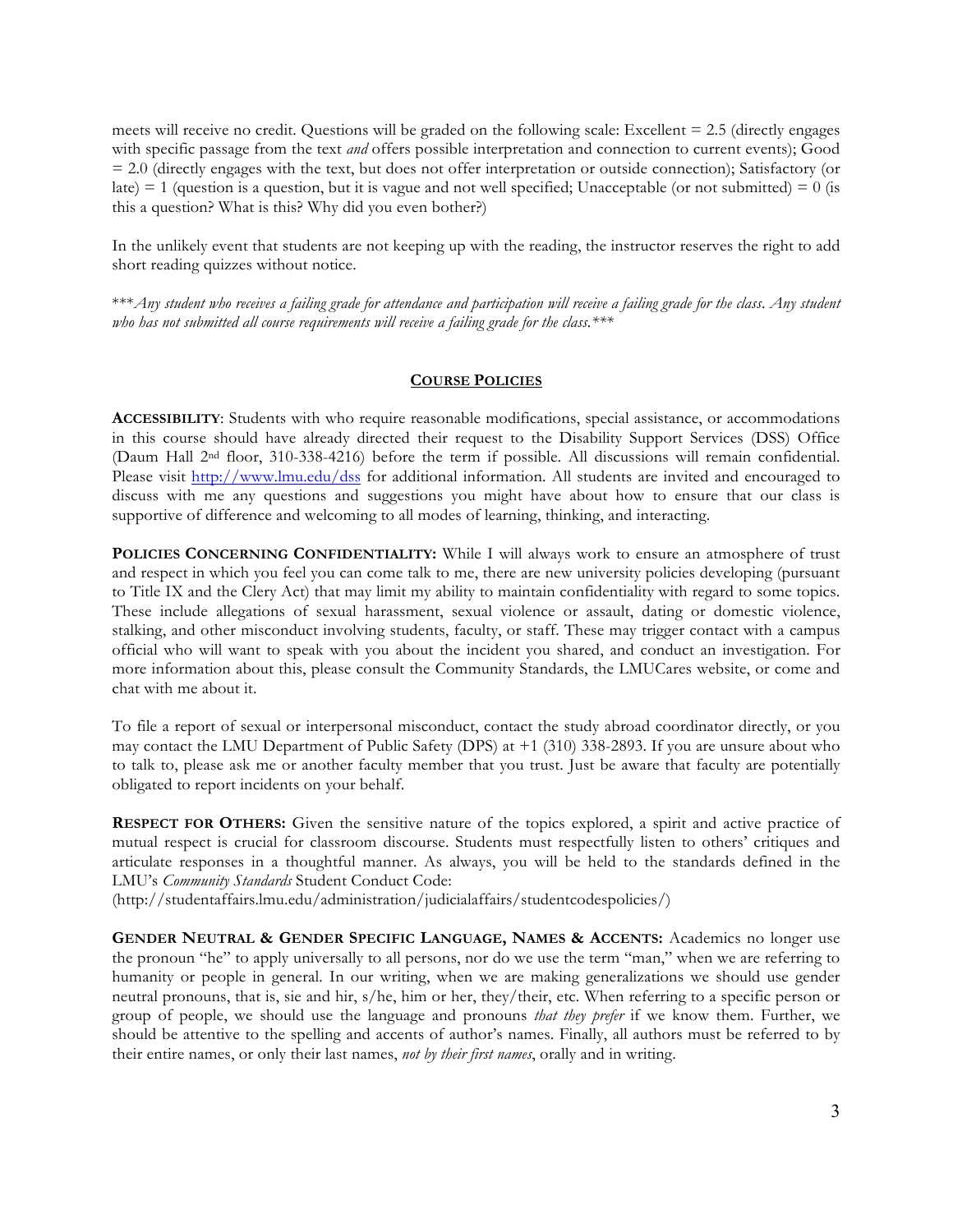meets will receive no credit. Questions will be graded on the following scale: Excellent = 2.5 (directly engages with specific passage from the text *and* offers possible interpretation and connection to current events); Good = 2.0 (directly engages with the text, but does not offer interpretation or outside connection); Satisfactory (or late) = 1 (question is a question, but it is vague and not well specified; Unacceptable (or not submitted) = 0 (is this a question? What is this? Why did you even bother?)

In the unlikely event that students are not keeping up with the reading, the instructor reserves the right to add short reading quizzes without notice.

\*\*\**Any student who receives a failing grade for attendance and participation will receive a failing grade for the class. Any student who has not submitted all course requirements will receive a failing grade for the class.*\*\*\*

## COURSE POLICIES

**ACCESSIBILITY**: Students with who require reasonable modifications, special assistance, or accommodations in this course should have already directed their request to the Disability Support Services (DSS) Office (Daum Hall 2nd floor, 310-338-4216) before the term if possible. All discussions will remain confidential. Please visit http://www.lmu.edu/dss for additional information. All students are invited and encouraged to discuss with me any questions and suggestions you might have about how to ensure that our class is supportive of difference and welcoming to all modes of learning, thinking, and interacting.

**POLICIES CONCERNING CONFIDENTIALITY:** While I will always work to ensure an atmosphere of trust and respect in which you feel you can come talk to me, there are new university policies developing (pursuant to Title IX and the Clery Act) that may limit my ability to maintain confidentiality with regard to some topics. These include allegations of sexual harassment, sexual violence or assault, dating or domestic violence, stalking, and other misconduct involving students, faculty, or staff. These may trigger contact with a campus official who will want to speak with you about the incident you shared, and conduct an investigation. For more information about this, please consult the Community Standards, the LMUCares website, or come and chat with me about it.

To file a report of sexual or interpersonal misconduct, contact the study abroad coordinator directly, or you may contact the LMU Department of Public Safety (DPS) at +1 (310) 338-2893. If you are unsure about who to talk to, please ask me or another faculty member that you trust. Just be aware that faculty are potentially obligated to report incidents on your behalf.

**RESPECT FOR OTHERS:** Given the sensitive nature of the topics explored, a spirit and active practice of mutual respect is crucial for classroom discourse. Students must respectfully listen to others' critiques and articulate responses in a thoughtful manner. As always, you will be held to the standards defined in the LMU's *Community Standards* Student Conduct Code:
(http://studentaffairs.lmu.edu/administration/judicialaffairs/studentcodespolicies/)

**GENDER NEUTRAL & GENDER SPECIFIC LANGUAGE, NAMES & ACCENTS:** Academics no longer use the pronoun "he" to apply universally to all persons, nor do we use the term "man," when we are referring to humanity or people in general. In our writing, when we are making generalizations we should use gender neutral pronouns, that is, sie and hir, s/he, him or her, they/their, etc. When referring to a specific person or group of people, we should use the language and pronouns *that they prefer* if we know them. Further, we should be attentive to the spelling and accents of author's names. Finally, all authors must be referred to by their entire names, or only their last names, *not by their first names*, orally and in writing.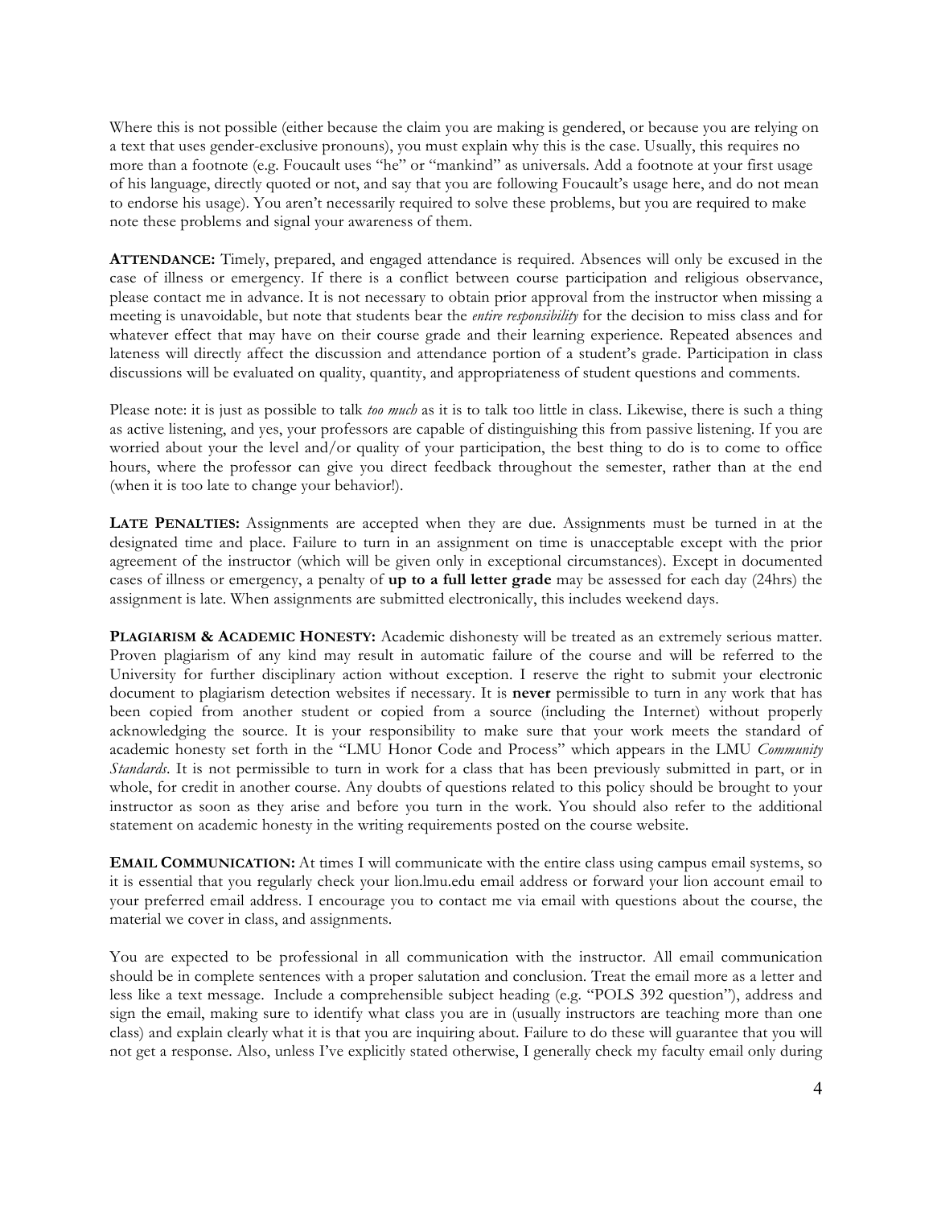Where this is not possible (either because the claim you are making is gendered, or because you are relying on a text that uses gender-exclusive pronouns), you must explain why this is the case. Usually, this requires no more than a footnote (e.g. Foucault uses "he" or "mankind" as universals. Add a footnote at your first usage of his language, directly quoted or not, and say that you are following Foucault's usage here, and do not mean to endorse his usage). You aren't necessarily required to solve these problems, but you are required to make note these problems and signal your awareness of them.

**ATTENDANCE:** Timely, prepared, and engaged attendance is required. Absences will only be excused in the case of illness or emergency. If there is a conflict between course participation and religious observance, please contact me in advance. It is not necessary to obtain prior approval from the instructor when missing a meeting is unavoidable, but note that students bear the *entire responsibility* for the decision to miss class and for whatever effect that may have on their course grade and their learning experience. Repeated absences and lateness will directly affect the discussion and attendance portion of a student's grade. Participation in class discussions will be evaluated on quality, quantity, and appropriateness of student questions and comments.

Please note: it is just as possible to talk *too much* as it is to talk too little in class. Likewise, there is such a thing as active listening, and yes, your professors are capable of distinguishing this from passive listening. If you are worried about your the level and/or quality of your participation, the best thing to do is to come to office hours, where the professor can give you direct feedback throughout the semester, rather than at the end (when it is too late to change your behavior!).

**LATE PENALTIES:** Assignments are accepted when they are due. Assignments must be turned in at the designated time and place. Failure to turn in an assignment on time is unacceptable except with the prior agreement of the instructor (which will be given only in exceptional circumstances). Except in documented cases of illness or emergency, a penalty of **up to a full letter grade** may be assessed for each day (24hrs) the assignment is late. When assignments are submitted electronically, this includes weekend days.

**PLAGIARISM & ACADEMIC HONESTY:** Academic dishonesty will be treated as an extremely serious matter. Proven plagiarism of any kind may result in automatic failure of the course and will be referred to the University for further disciplinary action without exception. I reserve the right to submit your electronic document to plagiarism detection websites if necessary. It is **never** permissible to turn in any work that has been copied from another student or copied from a source (including the Internet) without properly acknowledging the source. It is your responsibility to make sure that your work meets the standard of academic honesty set forth in the "LMU Honor Code and Process" which appears in the LMU *Community Standards*. It is not permissible to turn in work for a class that has been previously submitted in part, or in whole, for credit in another course. Any doubts of questions related to this policy should be brought to your instructor as soon as they arise and before you turn in the work. You should also refer to the additional statement on academic honesty in the writing requirements posted on the course website.

**EMAIL COMMUNICATION:** At times I will communicate with the entire class using campus email systems, so it is essential that you regularly check your lion.lmu.edu email address or forward your lion account email to your preferred email address. I encourage you to contact me via email with questions about the course, the material we cover in class, and assignments.

You are expected to be professional in all communication with the instructor. All email communication should be in complete sentences with a proper salutation and conclusion. Treat the email more as a letter and less like a text message. Include a comprehensible subject heading (e.g. "POLS 392 question"), address and sign the email, making sure to identify what class you are in (usually instructors are teaching more than one class) and explain clearly what it is that you are inquiring about. Failure to do these will guarantee that you will not get a response. Also, unless I've explicitly stated otherwise, I generally check my faculty email only during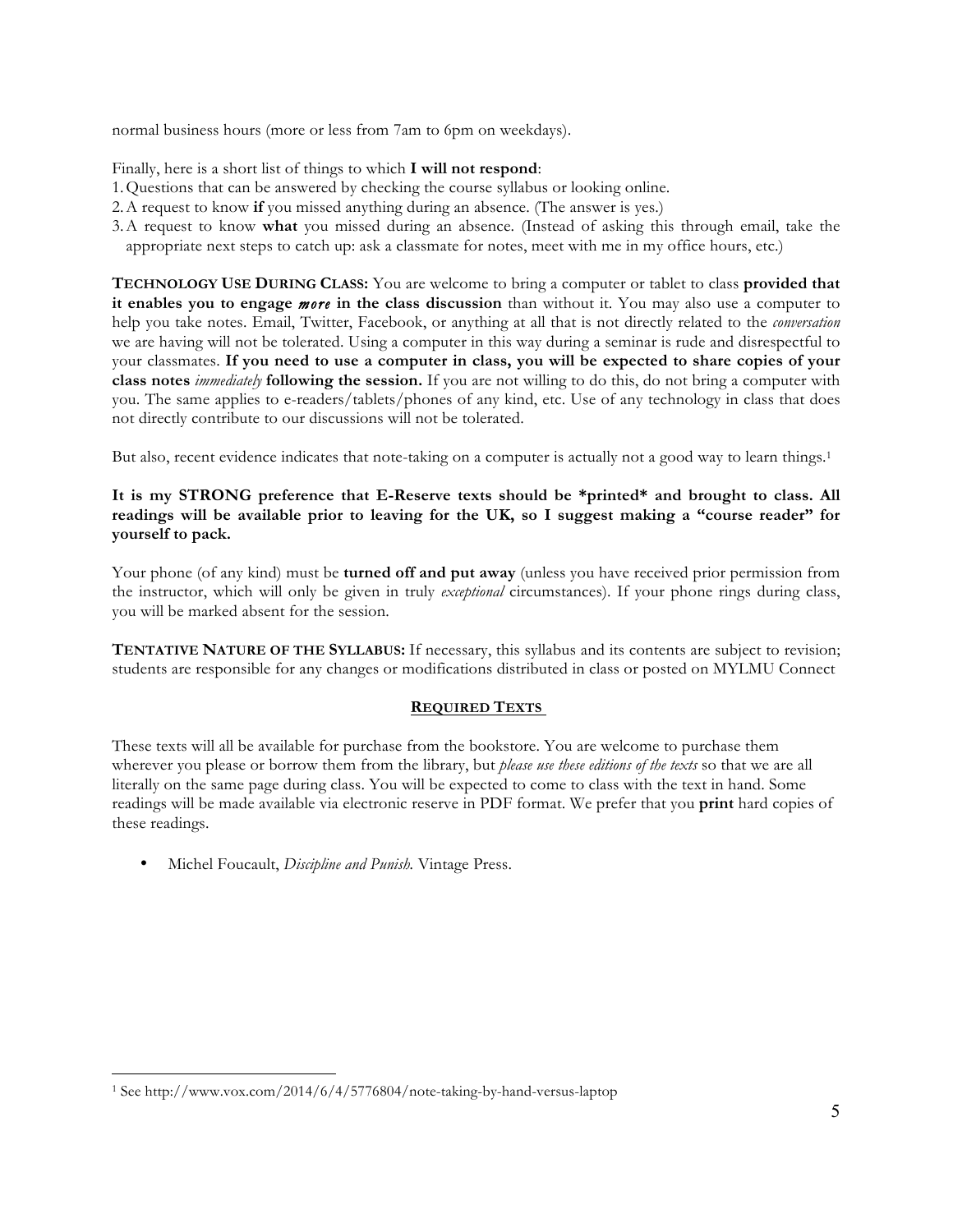normal business hours (more or less from 7am to 6pm on weekdays).

Finally, here is a short list of things to which **I will not respond**:

1. Questions that can be answered by checking the course syllabus or looking online.
2. A request to know **if** you missed anything during an absence. (The answer is yes.)
3. A request to know **what** you missed during an absence. (Instead of asking this through email, take the appropriate next steps to catch up: ask a classmate for notes, meet with me in my office hours, etc.)

**TECHNOLOGY USE DURING CLASS:** You are welcome to bring a computer or tablet to class **provided that it enables you to engage *more* in the class discussion** than without it. You may also use a computer to help you take notes. Email, Twitter, Facebook, or anything at all that is not directly related to the *conversation* we are having will not be tolerated. Using a computer in this way during a seminar is rude and disrespectful to your classmates. **If you need to use a computer in class, you will be expected to share copies of your class notes *immediately* following the session.** If you are not willing to do this, do not bring a computer with you. The same applies to e-readers/tablets/phones of any kind, etc. Use of any technology in class that does not directly contribute to our discussions will not be tolerated.

But also, recent evidence indicates that note-taking on a computer is actually not a good way to learn things.[1]

**It is my STRONG preference that E-Reserve texts should be \*printed\* and brought to class. All readings will be available prior to leaving for the UK, so I suggest making a "course reader" for yourself to pack.**

Your phone (of any kind) must be **turned off and put away** (unless you have received prior permission from the instructor, which will only be given in truly *exceptional* circumstances). If your phone rings during class, you will be marked absent for the session.

**TENTATIVE NATURE OF THE SYLLABUS:** If necessary, this syllabus and its contents are subject to revision; students are responsible for any changes or modifications distributed in class or posted on MYLMU Connect

## REQUIRED TEXTS

These texts will all be available for purchase from the bookstore. You are welcome to purchase them wherever you please or borrow them from the library, but *please use these editions of the texts* so that we are all literally on the same page during class. You will be expected to come to class with the text in hand. Some readings will be made available via electronic reserve in PDF format. We prefer that you **print** hard copies of these readings.

- Michel Foucault, *Discipline and Punish*. Vintage Press.

---

[1] See http://www.vox.com/2014/6/4/5776804/note-taking-by-hand-versus-laptop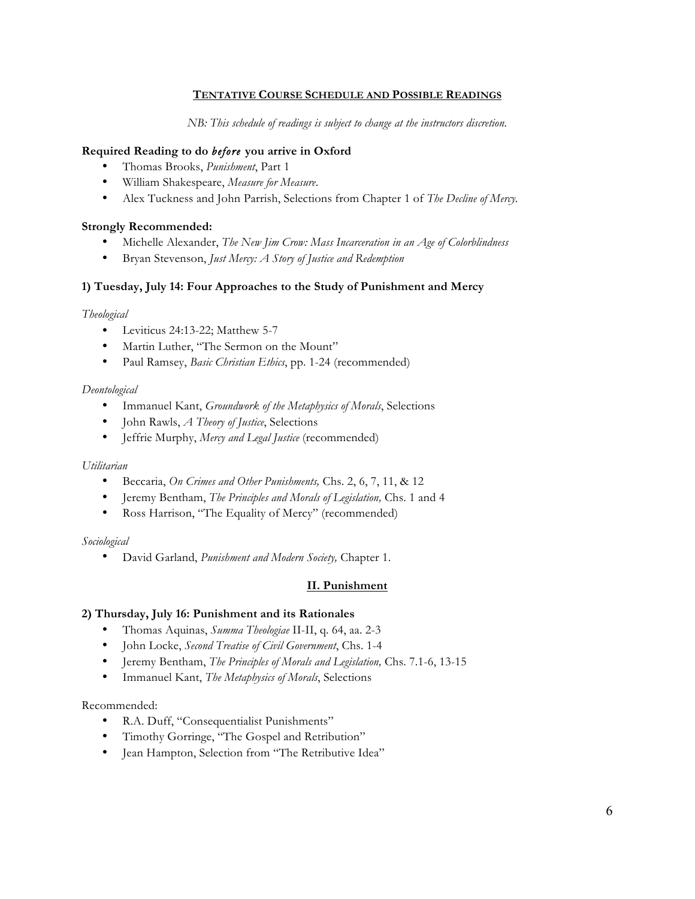## TENTATIVE COURSE SCHEDULE AND POSSIBLE READINGS

*NB: This schedule of readings is subject to change at the instructors discretion.*

### Required Reading to do *before* you arrive in Oxford

- Thomas Brooks, *Punishment*, Part 1
- William Shakespeare, *Measure for Measure*.
- Alex Tuckness and John Parrish, Selections from Chapter 1 of *The Decline of Mercy*.

### Strongly Recommended:

- Michelle Alexander, *The New Jim Crow: Mass Incarceration in an Age of Colorblindness*
- Bryan Stevenson, *Just Mercy: A Story of Justice and Redemption*

### 1) Tuesday, July 14: Four Approaches to the Study of Punishment and Mercy

*Theological*

- Leviticus 24:13-22; Matthew 5-7
- Martin Luther, "The Sermon on the Mount"
- Paul Ramsey, *Basic Christian Ethics*, pp. 1-24 (recommended)

*Deontological*

- Immanuel Kant, *Groundwork of the Metaphysics of Morals*, Selections
- John Rawls, *A Theory of Justice*, Selections
- Jeffrie Murphy, *Mercy and Legal Justice* (recommended)

*Utilitarian*

- Beccaria, *On Crimes and Other Punishments,* Chs. 2, 6, 7, 11, & 12
- Jeremy Bentham, *The Principles and Morals of Legislation,* Chs. 1 and 4
- Ross Harrison, "The Equality of Mercy" (recommended)

*Sociological*

- David Garland, *Punishment and Modern Society,* Chapter 1.

## II. Punishment

### 2) Thursday, July 16: Punishment and its Rationales

- Thomas Aquinas, *Summa Theologiae* II-II, q. 64, aa. 2-3
- John Locke, *Second Treatise of Civil Government*, Chs. 1-4
- Jeremy Bentham, *The Principles of Morals and Legislation,* Chs. 7.1-6, 13-15
- Immanuel Kant, *The Metaphysics of Morals*, Selections

Recommended:

- R.A. Duff, "Consequentialist Punishments"
- Timothy Gorringe, "The Gospel and Retribution"
- Jean Hampton, Selection from "The Retributive Idea"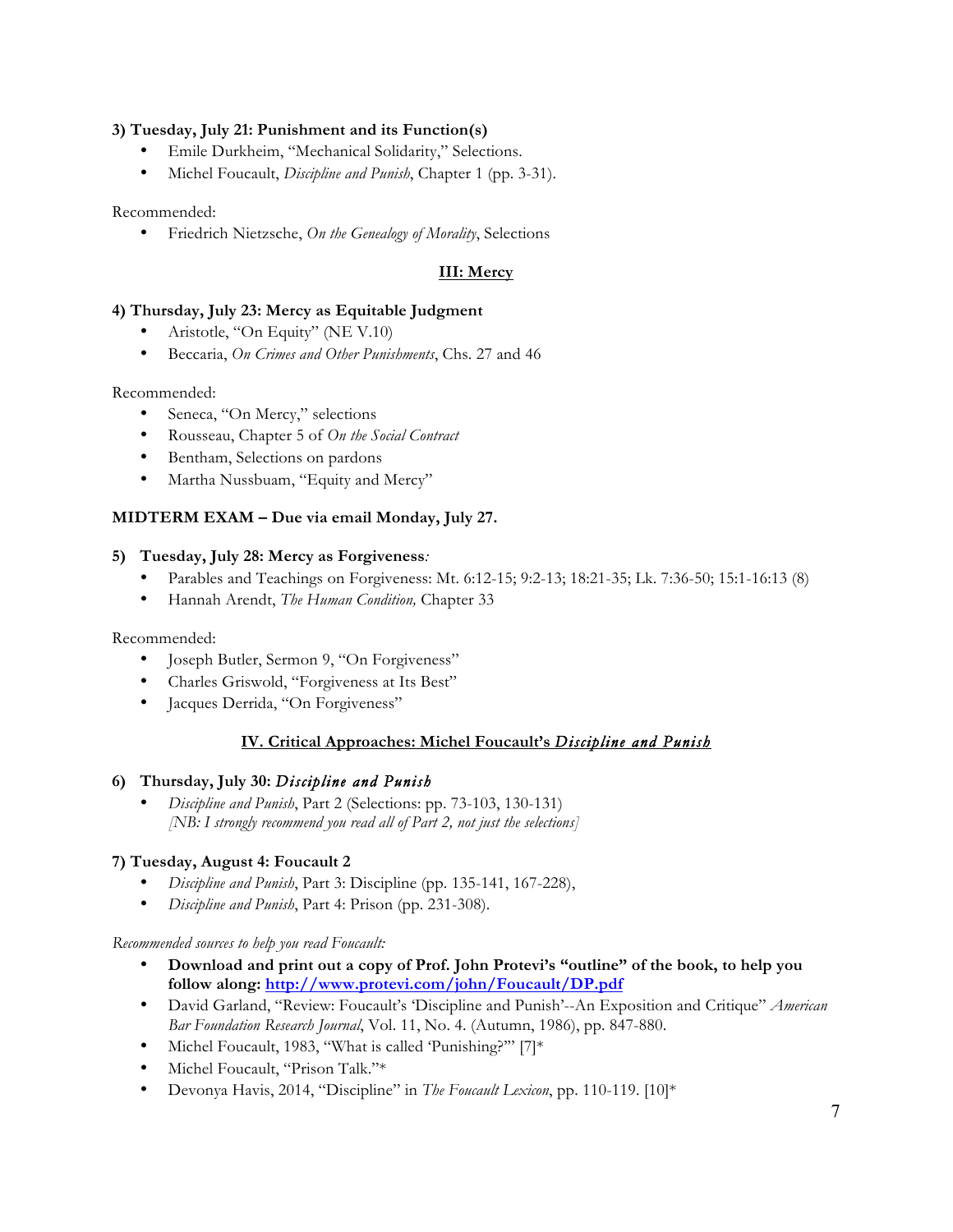### 3) Tuesday, July 21: Punishment and its Function(s)

- Emile Durkheim, "Mechanical Solidarity," Selections.
- Michel Foucault, *Discipline and Punish*, Chapter 1 (pp. 3-31).

Recommended:

- Friedrich Nietzsche, *On the Genealogy of Morality*, Selections

## III: Mercy

### 4) Thursday, July 23: Mercy as Equitable Judgment

- Aristotle, "On Equity" (NE V.10)
- Beccaria, *On Crimes and Other Punishments*, Chs. 27 and 46

Recommended:

- Seneca, "On Mercy," selections
- Rousseau, Chapter 5 of *On the Social Contract*
- Bentham, Selections on pardons
- Martha Nussbuam, "Equity and Mercy"

**MIDTERM EXAM – Due via email Monday, July 27.**

### 5) Tuesday, July 28: Mercy as Forgiveness*:*

- Parables and Teachings on Forgiveness: Mt. 6:12-15; 9:2-13; 18:21-35; Lk. 7:36-50; 15:1-16:13 (8)
- Hannah Arendt, *The Human Condition,* Chapter 33

Recommended:

- Joseph Butler, Sermon 9, "On Forgiveness"
- Charles Griswold, "Forgiveness at Its Best"
- Jacques Derrida, "On Forgiveness"

## IV. Critical Approaches: Michel Foucault's *Discipline and Punish*

### 6) Thursday, July 30: *Discipline and Punish*

- *Discipline and Punish*, Part 2 (Selections: pp. 73-103, 130-131)
  *[NB: I strongly recommend you read all of Part 2, not just the selections]*

### 7) Tuesday, August 4: Foucault 2

- *Discipline and Punish*, Part 3: Discipline (pp. 135-141, 167-228),
- *Discipline and Punish*, Part 4: Prison (pp. 231-308).

*Recommended sources to help you read Foucault:*

- **Download and print out a copy of Prof. John Protevi's "outline" of the book, to help you follow along: [http://www.protevi.com/john/Foucault/DP.pdf](http://www.protevi.com/john/Foucault/DP.pdf)**
- David Garland, "Review: Foucault's 'Discipline and Punish'--An Exposition and Critique" *American Bar Foundation Research Journal*, Vol. 11, No. 4. (Autumn, 1986), pp. 847-880.
- Michel Foucault, 1983, "What is called 'Punishing?'" [7]*
- Michel Foucault, "Prison Talk."*
- Devonya Havis, 2014, "Discipline" in *The Foucault Lexicon*, pp. 110-119. [10]*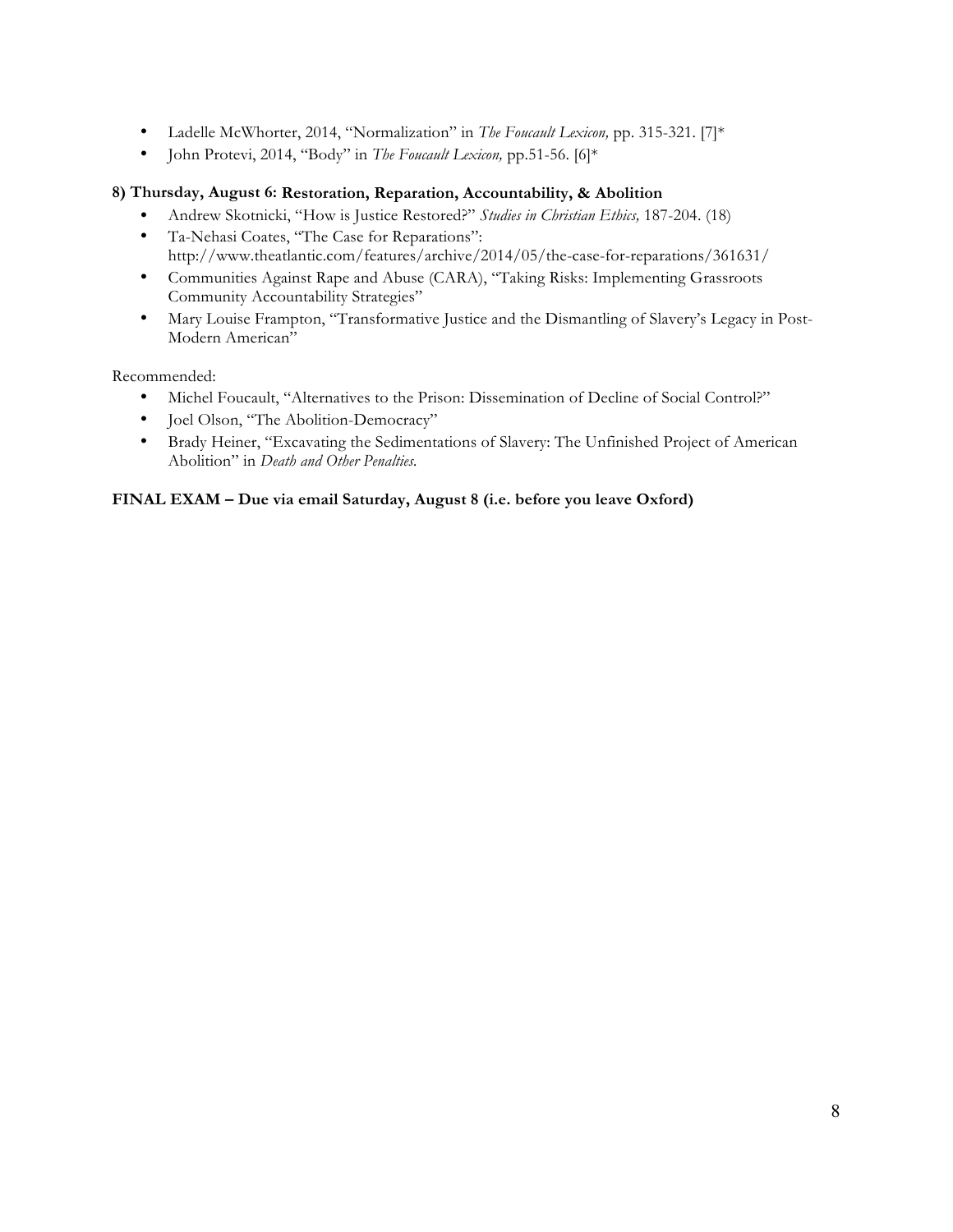- Ladelle McWhorter, 2014, "Normalization" in *The Foucault Lexicon,* pp. 315-321. [7]*
- John Protevi, 2014, "Body" in *The Foucault Lexicon,* pp.51-56. [6]*

**8) Thursday, August 6: Restoration, Reparation, Accountability, & Abolition**

- Andrew Skotnicki, "How is Justice Restored?" *Studies in Christian Ethics,* 187-204. (18)
- Ta-Nehasi Coates, "The Case for Reparations": http://www.theatlantic.com/features/archive/2014/05/the-case-for-reparations/361631/
- Communities Against Rape and Abuse (CARA), "Taking Risks: Implementing Grassroots Community Accountability Strategies"
- Mary Louise Frampton, "Transformative Justice and the Dismantling of Slavery's Legacy in Post-Modern American"

Recommended:

- Michel Foucault, "Alternatives to the Prison: Dissemination of Decline of Social Control?"
- Joel Olson, "The Abolition-Democracy"
- Brady Heiner, "Excavating the Sedimentations of Slavery: The Unfinished Project of American Abolition" in *Death and Other Penalties.*

**FINAL EXAM – Due via email Saturday, August 8 (i.e. before you leave Oxford)**